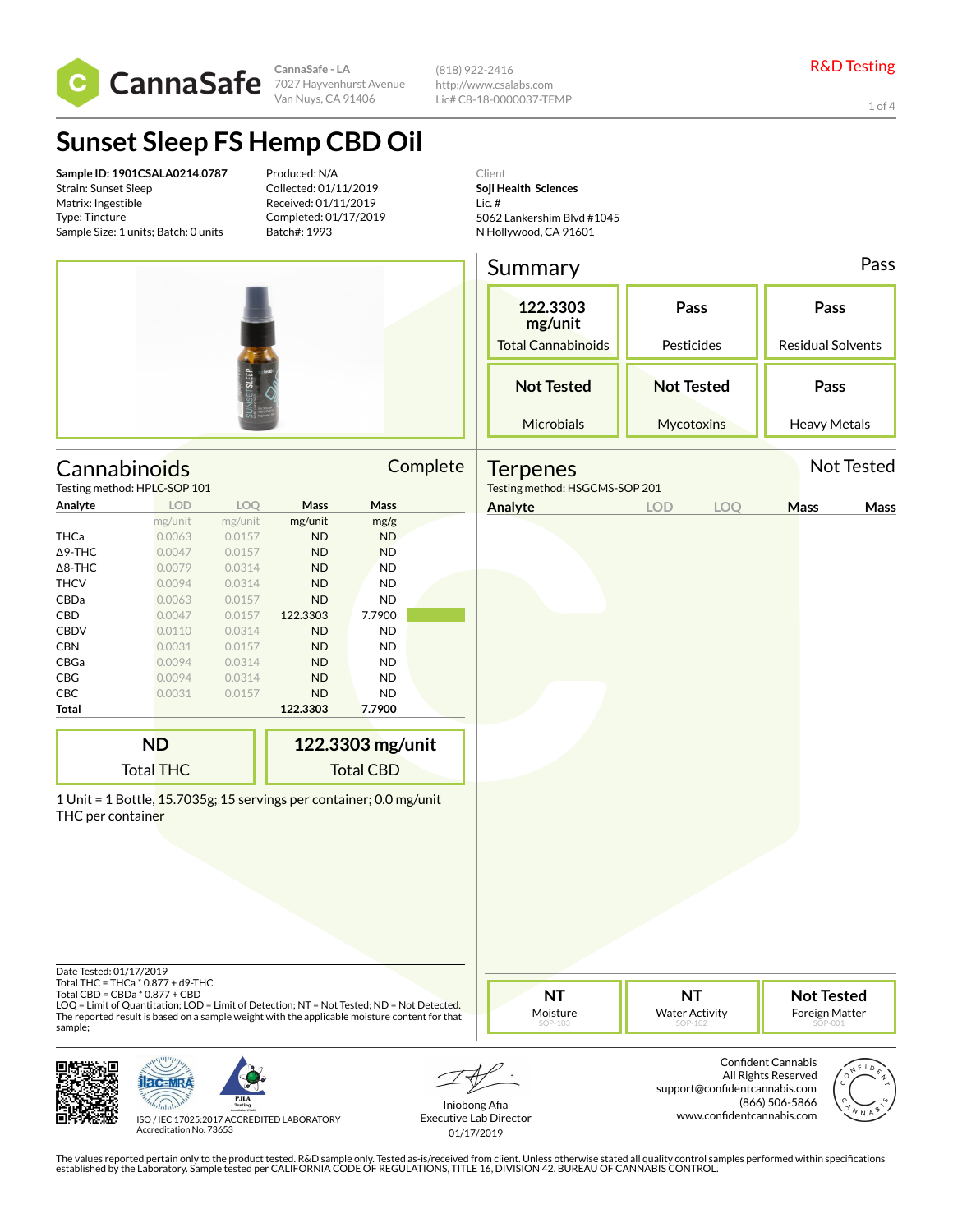CannaSafe

CannaSafe - LA
7027 Hayvenhurst Avenue
Van Nuys, CA 91406

(818) 922-2416
http://www.csalabs.com
Lic# C8-18-0000037-TEMP

R&D Testing

# Sunset Sleep FS Hemp CBD Oil

**Sample ID: 1901CSALA0214.0787**
Strain: Sunset Sleep
Matrix: Ingestible
Type: Tincture
Sample Size: 1 units; Batch: 0 units

Produced: N/A
Collected: 01/11/2019
Received: 01/11/2019
Completed: 01/17/2019
Batch#: 1993

Client
**Soji Health Sciences**
Lic. #
5062 Lankershim Blvd #1045
N Hollywood, CA 91601

## Summary

Pass

| 122.3303 mg/unit | Pass | Pass |
|---|---|---|
| Total Cannabinoids | Pesticides | Residual Solvents |
| **Not Tested** | **Not Tested** | **Pass** |
| Microbials | Mycotoxins | Heavy Metals |

## Cannabinoids

Complete

Testing method: HPLC-SOP 101

| Analyte | LOD | LOQ | Mass | Mass |
|---|---|---|---|---|
| | mg/unit | mg/unit | mg/unit | mg/g |
| THCa | 0.0063 | 0.0157 | ND | ND |
| Δ9-THC | 0.0047 | 0.0157 | ND | ND |
| Δ8-THC | 0.0079 | 0.0314 | ND | ND |
| THCV | 0.0094 | 0.0314 | ND | ND |
| CBDa | 0.0063 | 0.0157 | ND | ND |
| CBD | 0.0047 | 0.0157 | 122.3303 | 7.7900 |
| CBDV | 0.0110 | 0.0314 | ND | ND |
| CBN | 0.0031 | 0.0157 | ND | ND |
| CBGa | 0.0094 | 0.0314 | ND | ND |
| CBG | 0.0094 | 0.0314 | ND | ND |
| CBC | 0.0031 | 0.0157 | ND | ND |
| **Total** | | | **122.3303** | **7.7900** |

| **ND** | **122.3303 mg/unit** |
|---|---|
| Total THC | Total CBD |

1 Unit = 1 Bottle, 15.7035g; 15 servings per container; 0.0 mg/unit THC per container

## Terpenes

Not Tested

Testing method: HSGCMS-SOP 201

| Analyte | LOD | LOQ | Mass | Mass |
|---|---|---|---|---|

Date Tested: 01/17/2019
Total THC = THCa * 0.877 + d9-THC
Total CBD = CBDa * 0.877 + CBD
LOQ = Limit of Quantitation; LOD = Limit of Detection; NT = Not Tested; ND = Not Detected.
The reported result is based on a sample weight with the applicable moisture content for that sample;

| **NT** | **NT** | **Not Tested** |
|---|---|---|
| Moisture SOP-103 | Water Activity SOP-102 | Foreign Matter SOP-001 |

ISO / IEC 17025:2017 ACCREDITED LABORATORY
Accreditation No. 73653

Iniobong Afia
Executive Lab Director
01/17/2019

Confident Cannabis
All Rights Reserved
support@confidentcannabis.com
(866) 506-5866
www.confidentcannabis.com

The values reported pertain only to the product tested. R&D sample only. Tested as-is/received from client. Unless otherwise stated all quality control samples performed within specifications established by the Laboratory. Sample tested per CALIFORNIA CODE OF REGULATIONS, TITLE 16, DIVISION 42. BUREAU OF CANNABIS CONTROL.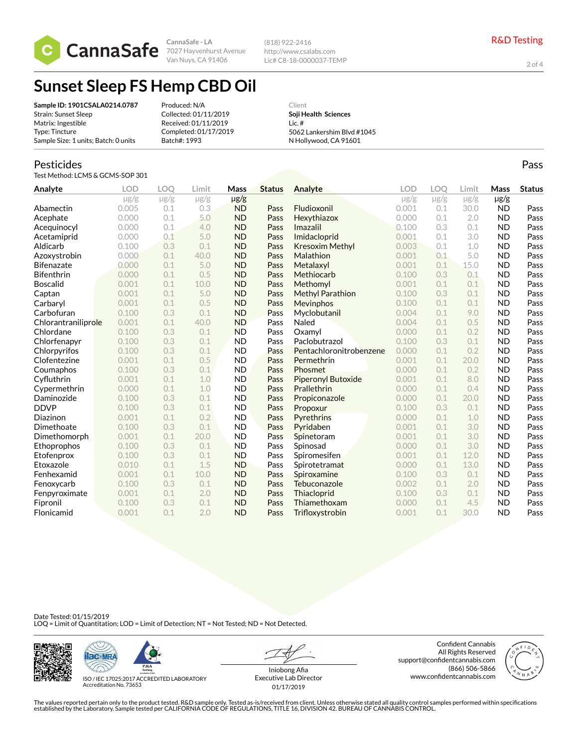CannaSafe

CannaSafe - LA
7027 Hayvenhurst Avenue
Van Nuys, CA 91406

(818) 922-2416
http://www.csalabs.com
Lic# C8-18-0000037-TEMP

R&D Testing

# Sunset Sleep FS Hemp CBD Oil

**Sample ID: 1901CSALA0214.0787**
Strain: Sunset Sleep
Matrix: Ingestible
Type: Tincture
Sample Size: 1 units; Batch: 0 units

Produced: N/A
Collected: 01/11/2019
Received: 01/11/2019
Completed: 01/17/2019
Batch#: 1993

Client
**Soji Health Sciences**
Lic. #
5062 Lankershim Blvd #1045
N Hollywood, CA 91601

## Pesticides

Pass

Test Method: LCMS & GCMS-SOP 301

| Analyte | LOD µg/g | LOQ µg/g | Limit µg/g | Mass µg/g | Status |
|---|---|---|---|---|---|
| Abamectin | 0.005 | 0.1 | 0.3 | ND | Pass |
| Acephate | 0.000 | 0.1 | 5.0 | ND | Pass |
| Acequinocyl | 0.000 | 0.1 | 4.0 | ND | Pass |
| Acetamiprid | 0.000 | 0.1 | 5.0 | ND | Pass |
| Aldicarb | 0.100 | 0.3 | 0.1 | ND | Pass |
| Azoxystrobin | 0.000 | 0.1 | 40.0 | ND | Pass |
| Bifenazate | 0.000 | 0.1 | 5.0 | ND | Pass |
| Bifenthrin | 0.000 | 0.1 | 0.5 | ND | Pass |
| Boscalid | 0.001 | 0.1 | 10.0 | ND | Pass |
| Captan | 0.001 | 0.1 | 5.0 | ND | Pass |
| Carbaryl | 0.001 | 0.1 | 0.5 | ND | Pass |
| Carbofuran | 0.100 | 0.3 | 0.1 | ND | Pass |
| Chlorantraniliprole | 0.001 | 0.1 | 40.0 | ND | Pass |
| Chlordane | 0.100 | 0.3 | 0.1 | ND | Pass |
| Chlorfenapyr | 0.100 | 0.3 | 0.1 | ND | Pass |
| Chlorpyrifos | 0.100 | 0.3 | 0.1 | ND | Pass |
| Clofentezine | 0.001 | 0.1 | 0.5 | ND | Pass |
| Coumaphos | 0.100 | 0.3 | 0.1 | ND | Pass |
| Cyfluthrin | 0.001 | 0.1 | 1.0 | ND | Pass |
| Cypermethrin | 0.000 | 0.1 | 1.0 | ND | Pass |
| Daminozide | 0.100 | 0.3 | 0.1 | ND | Pass |
| DDVP | 0.100 | 0.3 | 0.1 | ND | Pass |
| Diazinon | 0.001 | 0.1 | 0.2 | ND | Pass |
| Dimethoate | 0.100 | 0.3 | 0.1 | ND | Pass |
| Dimethomorph | 0.001 | 0.1 | 20.0 | ND | Pass |
| Ethoprophos | 0.100 | 0.3 | 0.1 | ND | Pass |
| Etofenprox | 0.100 | 0.3 | 0.1 | ND | Pass |
| Etoxazole | 0.010 | 0.1 | 1.5 | ND | Pass |
| Fenhexamid | 0.001 | 0.1 | 10.0 | ND | Pass |
| Fenoxycarb | 0.100 | 0.3 | 0.1 | ND | Pass |
| Fenpyroximate | 0.001 | 0.1 | 2.0 | ND | Pass |
| Fipronil | 0.100 | 0.3 | 0.1 | ND | Pass |
| Flonicamid | 0.001 | 0.1 | 2.0 | ND | Pass |
| Fludioxonil | 0.001 | 0.1 | 30.0 | ND | Pass |
| Hexythiazox | 0.000 | 0.1 | 2.0 | ND | Pass |
| Imazalil | 0.100 | 0.3 | 0.1 | ND | Pass |
| Imidacloprid | 0.001 | 0.1 | 3.0 | ND | Pass |
| Kresoxim Methyl | 0.003 | 0.1 | 1.0 | ND | Pass |
| Malathion | 0.001 | 0.1 | 5.0 | ND | Pass |
| Metalaxyl | 0.001 | 0.1 | 15.0 | ND | Pass |
| Methiocarb | 0.100 | 0.3 | 0.1 | ND | Pass |
| Methomyl | 0.001 | 0.1 | 0.1 | ND | Pass |
| Methyl Parathion | 0.100 | 0.3 | 0.1 | ND | Pass |
| Mevinphos | 0.100 | 0.1 | 0.1 | ND | Pass |
| Myclobutanil | 0.004 | 0.1 | 9.0 | ND | Pass |
| Naled | 0.004 | 0.1 | 0.5 | ND | Pass |
| Oxamyl | 0.000 | 0.1 | 0.2 | ND | Pass |
| Paclobutrazol | 0.100 | 0.3 | 0.1 | ND | Pass |
| Pentachloronitrobenzene | 0.000 | 0.1 | 0.2 | ND | Pass |
| Permethrin | 0.001 | 0.1 | 20.0 | ND | Pass |
| Phosmet | 0.000 | 0.1 | 0.2 | ND | Pass |
| Piperonyl Butoxide | 0.001 | 0.1 | 8.0 | ND | Pass |
| Prallethrin | 0.000 | 0.1 | 0.4 | ND | Pass |
| Propiconazole | 0.000 | 0.1 | 20.0 | ND | Pass |
| Propoxur | 0.100 | 0.3 | 0.1 | ND | Pass |
| Pyrethrins | 0.000 | 0.1 | 1.0 | ND | Pass |
| Pyridaben | 0.001 | 0.1 | 3.0 | ND | Pass |
| Spinetoram | 0.001 | 0.1 | 3.0 | ND | Pass |
| Spinosad | 0.000 | 0.1 | 3.0 | ND | Pass |
| Spiromesifen | 0.001 | 0.1 | 12.0 | ND | Pass |
| Spirotetramat | 0.000 | 0.1 | 13.0 | ND | Pass |
| Spiroxamine | 0.100 | 0.3 | 0.1 | ND | Pass |
| Tebuconazole | 0.002 | 0.1 | 2.0 | ND | Pass |
| Thiacloprid | 0.100 | 0.3 | 0.1 | ND | Pass |
| Thiamethoxam | 0.000 | 0.1 | 4.5 | ND | Pass |
| Trifloxystrobin | 0.001 | 0.1 | 30.0 | ND | Pass |

Date Tested: 01/15/2019
LOQ = Limit of Quantitation; LOD = Limit of Detection; NT = Not Tested; ND = Not Detected.

ISO / IEC 17025:2017 ACCREDITED LABORATORY
Accreditation No. 73653

Iniobong Afia
Executive Lab Director
01/17/2019

Confident Cannabis
All Rights Reserved
support@confidentcannabis.com
(866) 506-5866
www.confidentcannabis.com

The values reported pertain only to the product tested. R&D sample only. Tested as-is/received from client. Unless otherwise stated all quality control samples performed within specifications established by the Laboratory. Sample tested per CALIFORNIA CODE OF REGULATIONS, TITLE 16, DIVISION 42. BUREAU OF CANNABIS CONTROL.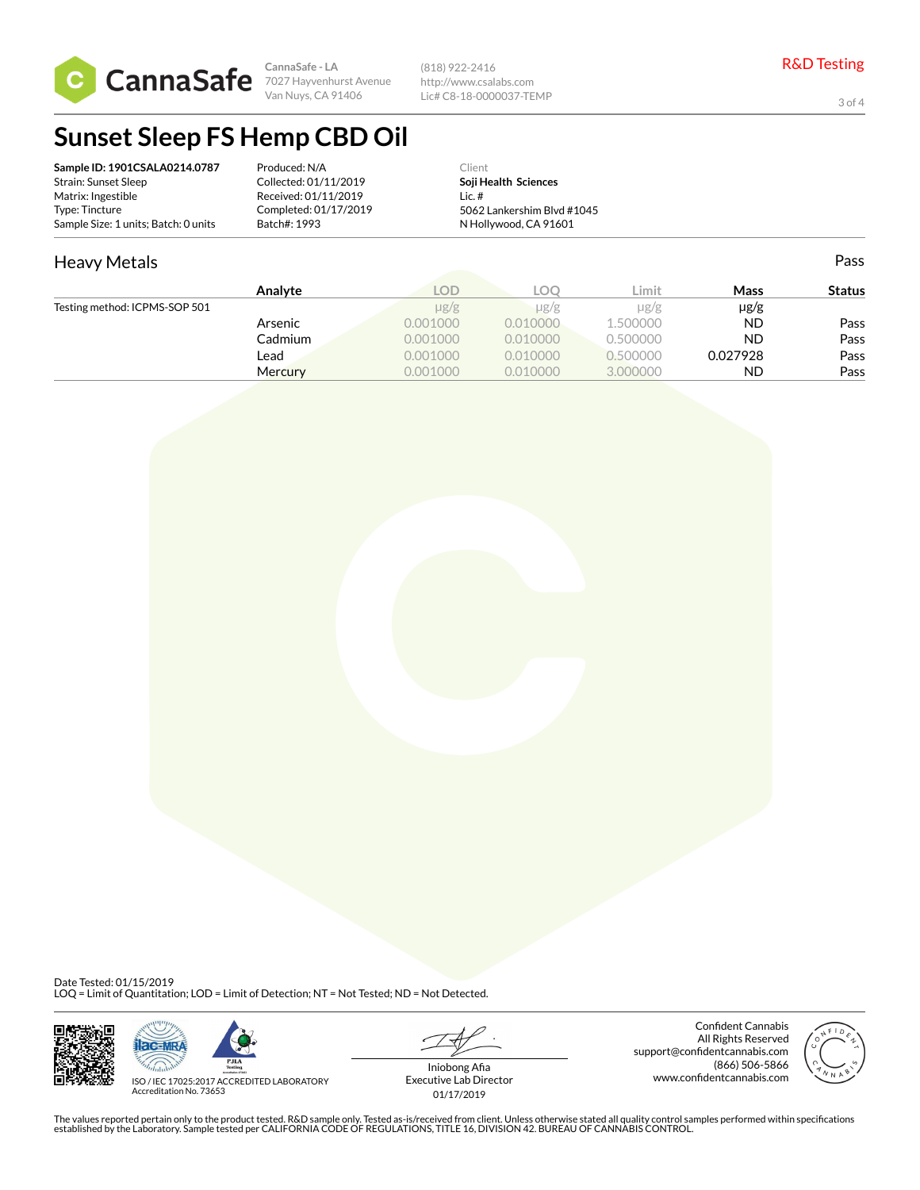CannaSafe

CannaSafe - LA
7027 Hayvenhurst Avenue
Van Nuys, CA 91406

(818) 922-2416
http://www.csalabs.com
Lic# C8-18-0000037-TEMP

R&D Testing

# Sunset Sleep FS Hemp CBD Oil

**Sample ID: 1901CSALA0214.0787**
Strain: Sunset Sleep
Matrix: Ingestible
Type: Tincture
Sample Size: 1 units; Batch: 0 units

Produced: N/A
Collected: 01/11/2019
Received: 01/11/2019
Completed: 01/17/2019
Batch#: 1993

Client
**Soji Health Sciences**
Lic. #
5062 Lankershim Blvd #1045
N Hollywood, CA 91601

## Heavy Metals

Pass

| | Analyte | LOD | LOQ | Limit | Mass | Status |
|---|---|---|---|---|---|---|
| Testing method: ICPMS-SOP 501 | | µg/g | µg/g | µg/g | µg/g | |
| | Arsenic | 0.001000 | 0.010000 | 1.500000 | ND | Pass |
| | Cadmium | 0.001000 | 0.010000 | 0.500000 | ND | Pass |
| | Lead | 0.001000 | 0.010000 | 0.500000 | 0.027928 | Pass |
| | Mercury | 0.001000 | 0.010000 | 3.000000 | ND | Pass |

Date Tested: 01/15/2019
LOQ = Limit of Quantitation; LOD = Limit of Detection; NT = Not Tested; ND = Not Detected.

ISO / IEC 17025:2017 ACCREDITED LABORATORY
Accreditation No. 73653

Iniobong Afia
Executive Lab Director
01/17/2019

Confident Cannabis
All Rights Reserved
support@confidentcannabis.com
(866) 506-5866
www.confidentcannabis.com

The values reported pertain only to the product tested. R&D sample only. Tested as-is/received from client. Unless otherwise stated all quality control samples performed within specifications established by the Laboratory. Sample tested per CALIFORNIA CODE OF REGULATIONS, TITLE 16, DIVISION 42. BUREAU OF CANNABIS CONTROL.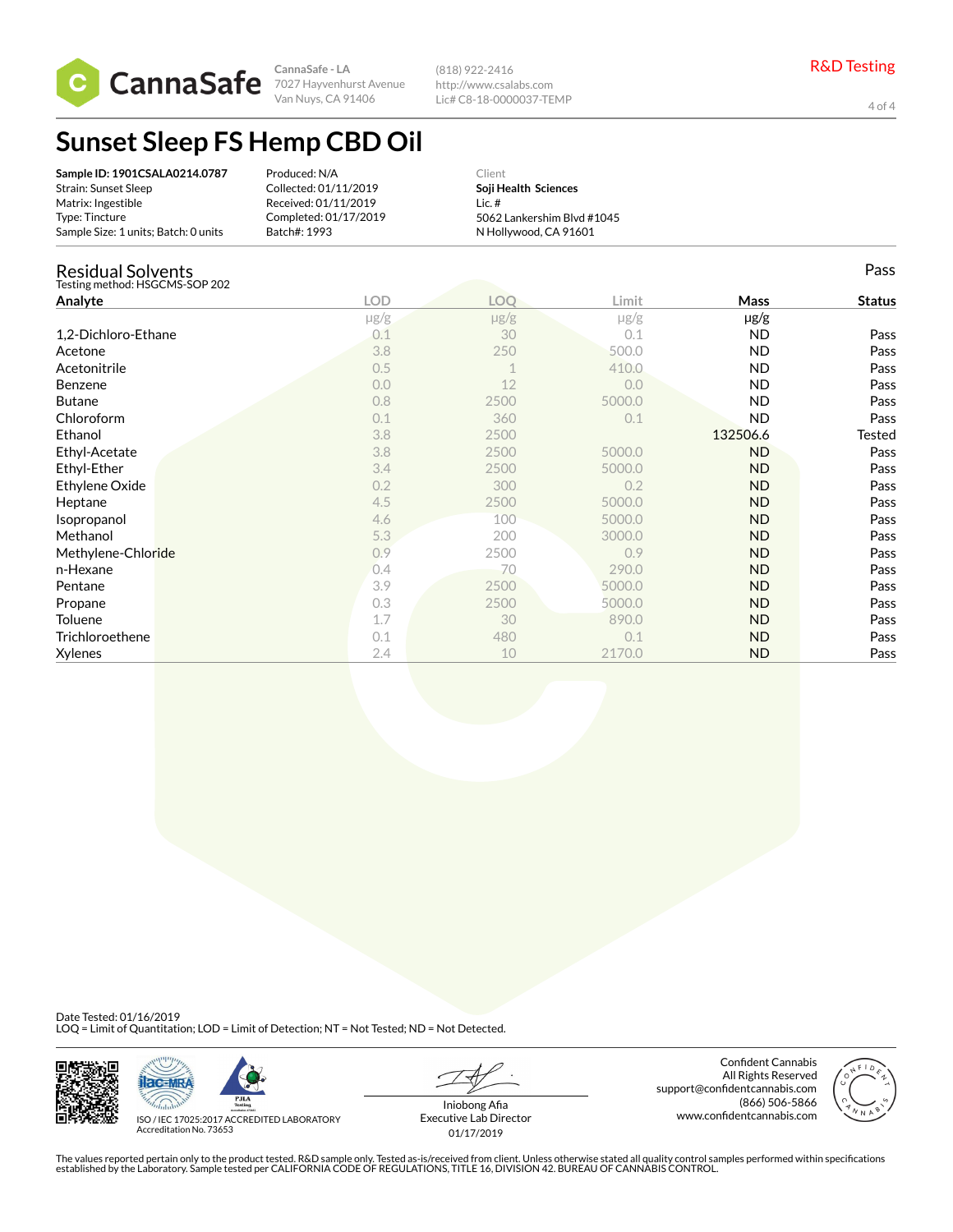CannaSafe

CannaSafe - LA
7027 Hayvenhurst Avenue
Van Nuys, CA 91406

(818) 922-2416
http://www.csalabs.com
Lic# C8-18-0000037-TEMP

R&D Testing

# Sunset Sleep FS Hemp CBD Oil

**Sample ID: 1901CSALA0214.0787**
Strain: Sunset Sleep
Matrix: Ingestible
Type: Tincture
Sample Size: 1 units; Batch: 0 units

Produced: N/A
Collected: 01/11/2019
Received: 01/11/2019
Completed: 01/17/2019
Batch#: 1993

Client
**Soji Health Sciences**
Lic. #
5062 Lankershim Blvd #1045
N Hollywood, CA 91601

## Residual Solvents

Testing method: HSGCMS-SOP 202

Pass

| Analyte | LOD | LOQ | Limit | Mass | Status |
|---|---|---|---|---|---|
| | μg/g | μg/g | μg/g | μg/g | |
| 1,2-Dichloro-Ethane | 0.1 | 30 | 0.1 | ND | Pass |
| Acetone | 3.8 | 250 | 500.0 | ND | Pass |
| Acetonitrile | 0.5 | 1 | 410.0 | ND | Pass |
| Benzene | 0.0 | 12 | 0.0 | ND | Pass |
| Butane | 0.8 | 2500 | 5000.0 | ND | Pass |
| Chloroform | 0.1 | 360 | 0.1 | ND | Pass |
| Ethanol | 3.8 | 2500 | | 132506.6 | Tested |
| Ethyl-Acetate | 3.8 | 2500 | 5000.0 | ND | Pass |
| Ethyl-Ether | 3.4 | 2500 | 5000.0 | ND | Pass |
| Ethylene Oxide | 0.2 | 300 | 0.2 | ND | Pass |
| Heptane | 4.5 | 2500 | 5000.0 | ND | Pass |
| Isopropanol | 4.6 | 100 | 5000.0 | ND | Pass |
| Methanol | 5.3 | 200 | 3000.0 | ND | Pass |
| Methylene-Chloride | 0.9 | 2500 | 0.9 | ND | Pass |
| n-Hexane | 0.4 | 70 | 290.0 | ND | Pass |
| Pentane | 3.9 | 2500 | 5000.0 | ND | Pass |
| Propane | 0.3 | 2500 | 5000.0 | ND | Pass |
| Toluene | 1.7 | 30 | 890.0 | ND | Pass |
| Trichloroethene | 0.1 | 480 | 0.1 | ND | Pass |
| Xylenes | 2.4 | 10 | 2170.0 | ND | Pass |

Date Tested: 01/16/2019
LOQ = Limit of Quantitation; LOD = Limit of Detection; NT = Not Tested; ND = Not Detected.

ISO / IEC 17025:2017 ACCREDITED LABORATORY
Accreditation No. 73653

Iniobong Afia
Executive Lab Director
01/17/2019

Confident Cannabis
All Rights Reserved
support@confidentcannabis.com
(866) 506-5866
www.confidentcannabis.com

The values reported pertain only to the product tested. R&D sample only. Tested as-is/received from client. Unless otherwise stated all quality control samples performed within specifications established by the Laboratory. Sample tested per CALIFORNIA CODE OF REGULATIONS, TITLE 16, DIVISION 42. BUREAU OF CANNABIS CONTROL.